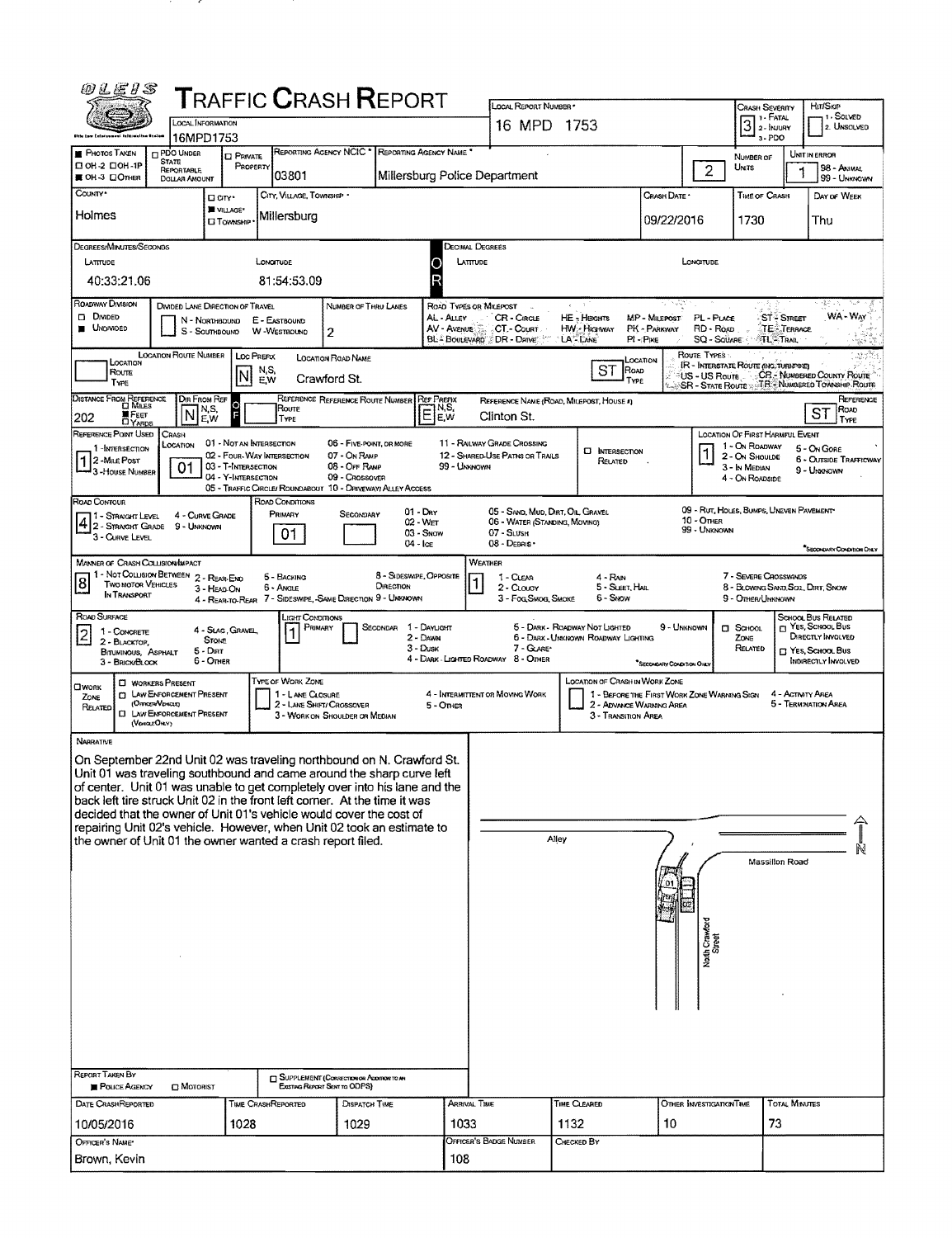# TRAFFIC CRASH REPORT

| Field | Value |
|---|---|
| Local Information | 16MPD1753 |
| Local Report Number | 16 MPD 1753 |
| Crash Severity | 3 (1 - Fatal, 2 - Injury, 3 - PDO) |
| Hit/Skip | 1 - Solved, 2 - Unsolved |
| Photos Taken | OH-3 |
| Reporting Agency NCIC | 03801 |
| Reporting Agency Name | Millersburg Police Department |
| Number of Units | 2 |
| Unit in Error | 1 |
| County | Holmes |
| City, Village, Township | Village - Millersburg |
| Crash Date | 09/22/2016 |
| Time of Crash | 1730 |
| Day of Week | Thu |

**Degrees/Minutes/Seconds**

| Latitude | Longitude |
|---|---|
| 40:33:21.06 | 81:54:53.09 |

| Field | Value |
|---|---|
| Roadway Division | Undivided |
| Number of Thru Lanes | 2 |
| Location Route Number | |
| Loc Prefix | N |
| Location Road Name | Crawford St. |
| Location Road Type | ST |
| Distance From Reference | 202 Feet |
| Dir From Ref | N |
| Ref Prefix | E |
| Reference Name | Clinton St. |
| Reference Road Type | ST |
| Reference Point Used | 1 - Intersection |
| Crash Location | 01 - Not an Intersection |
| Location of First Harmful Event | 1 - On Roadway |
| Road Contour | 4 - Curve Grade |
| Road Conditions Primary | 01 - Dry |
| Manner of Crash Collision/Impact | 8 - Sideswipe, Opposite Direction |
| Weather | 1 - Clear |
| Road Surface | 2 - Blacktop, Bituminous, Asphalt |
| Light Conditions Primary | 1 - Daylight |

**Narrative**

On September 22nd Unit 02 was traveling northbound on N. Crawford St. Unit 01 was traveling southbound and came around the sharp curve left of center. Unit 01 was unable to get completely over into his lane and the back left tire struck Unit 02 in the front left corner. At the time it was decided that the owner of Unit 01's vehicle would cover the cost of repairing Unit 02's vehicle. However, when Unit 02 took an estimate to the owner of Unit 01 the owner wanted a crash report filed.

Diagram labels: Alley, Massillon Road, North Crawford Street, 01, 02, N

| Report Taken By | Police Agency |
|---|---|
| Date Crash Reported | 10/05/2016 |
| Time Crash Reported | 1028 |
| Dispatch Time | 1029 |
| Arrival Time | 1033 |
| Time Cleared | 1132 |
| Other Investigation Time | 10 |
| Total Minutes | 73 |
| Officer's Name | Brown, Kevin |
| Officer's Badge Number | 108 |
| Checked By | |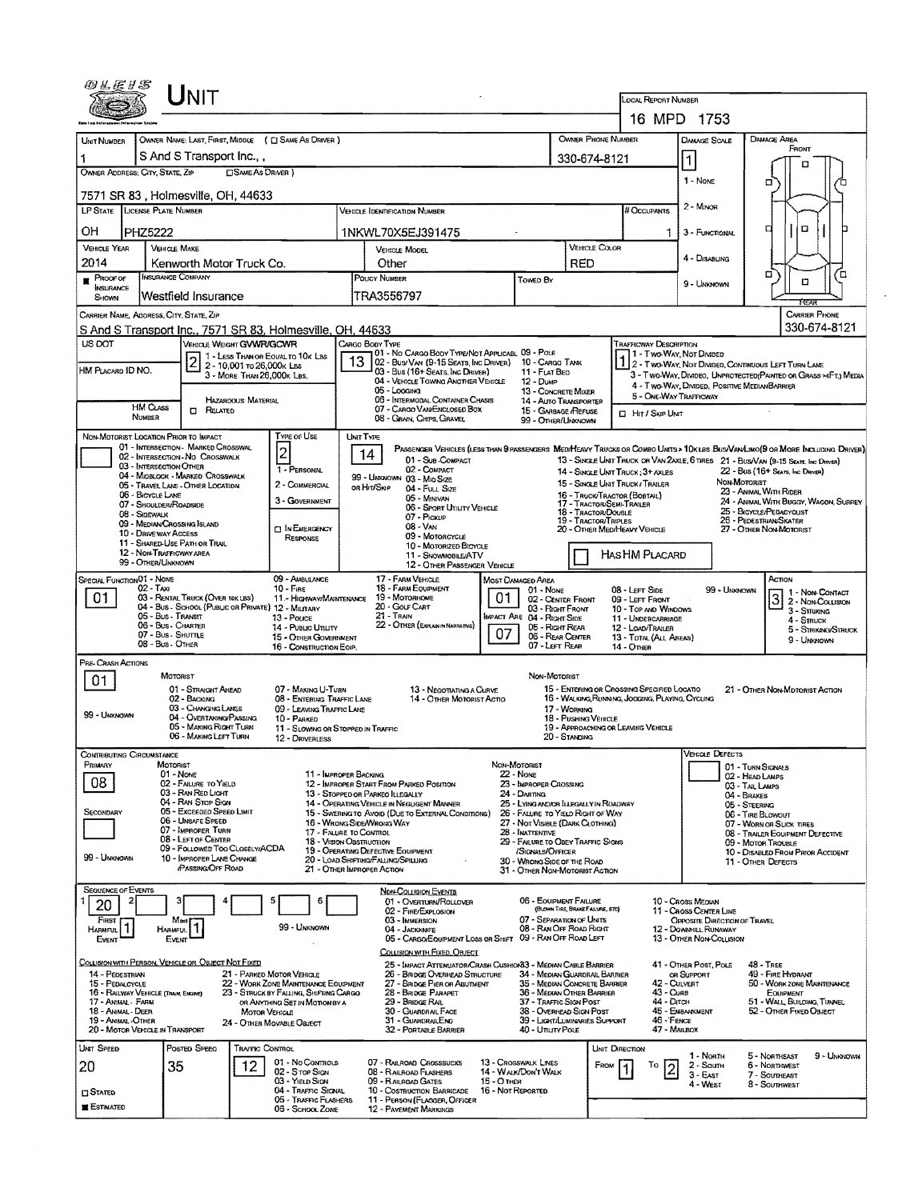# UNIT

**LOCAL REPORT NUMBER:** 16 MPD 1753

| Field | Value |
|---|---|
| UNIT NUMBER | 1 |
| OWNER NAME: LAST, FIRST, MIDDLE (☐ SAME AS DRIVER) | S And S Transport Inc., , |
| OWNER PHONE NUMBER | 330-674-8121 |
| OWNER ADDRESS: CITY, STATE, ZIP (☐ SAME AS DRIVER) | 7571 SR 83 , Holmesville, OH, 44633 |
| LP STATE | OH |
| LICENSE PLATE NUMBER | PHZ5222 |
| VEHICLE IDENTIFICATION NUMBER | 1NKWL70X5EJ391475 |
| # OCCUPANTS | 1 |
| VEHICLE YEAR | 2014 |
| VEHICLE MAKE | Kenworth Motor Truck Co. |
| VEHICLE MODEL | Other |
| VEHICLE COLOR | RED |
| PROOF OF INSURANCE SHOWN | ■ |
| INSURANCE COMPANY | Westfield Insurance |
| POLICY NUMBER | TRA3556797 |
| TOWED BY | |
| DAMAGE SCALE | 1 |

DAMAGE SCALE: 1 - NONE; 2 - MINOR; 3 - FUNCTIONAL; 4 - DISABLING; 9 - UNKNOWN

DAMAGE AREA: FRONT / REAR

**CARRIER NAME, ADDRESS, CITY, STATE, ZIP:** S And S Transport Inc., 7571 SR 83, Holmesville, OH, 44633

**CARRIER PHONE:** 330-674-8121

US DOT:

**VEHICLE WEIGHT GVWR/GCWR:** 2
1 - LESS THAN OR EQUAL TO 10K LBS; 2 - 10,001 TO 26,000K LBS; 3 - MORE THAN 26,000K LBS.

HM PLACARD ID NO.:

HM CLASS NUMBER: ☐ HAZARDOUS MATERIAL RELATED

**CARGO BODY TYPE:** 13
01 - NO CARGO BODY TYPE/NOT APPLICABL; 02 - BUS/VAN (9-15 SEATS, INC DRIVER); 03 - BUS (16+ SEATS, INC DRIVER); 04 - VEHICLE TOWING ANOTHER VEHICLE; 05 - LOGGING; 06 - INTERMODAL CONTAINER CHASIS; 07 - CARGO VAN/ENCLOSED BOX; 08 - GRAIN, CHIPS, GRAVEL; 09 - POLE; 10 - CARGO TANK; 11 - FLAT BED; 12 - DUMP; 13 - CONCRETE MIXER; 14 - AUTO TRANSPORTER; 15 - GARBAGE /REFUSE; 99 - OTHER/UNKNOWN

**TRAFFICWAY DESCRIPTION:** 1
1 - TWO-WAY, NOT DIVIDED; 2 - TWO-WAY, NOT DIVIDED, CONTINUOUS LEFT TURN LANE; 3 - TWO-WAY, DIVIDED, UNPROTECTED(PAINTED OR GRASS >4FT.) MEDIA; 4 - TWO-WAY, DIVIDED, POSITIVE MEDIAN BARRIER; 5 - ONE-WAY TRAFFICWAY

☐ HIT / SKIP UNIT

**NON-MOTORIST LOCATION PRIOR TO IMPACT:**
01 - INTERSECTION - MARKED CROSSWAL; 02 - INTERSECTION - NO CROSSWALK; 03 - INTERSECTION OTHER; 04 - MIDBLOCK - MARKED CROSSWALK; 05 - TRAVEL LANE - OTHER LOCATION; 06 - BICYCLE LANE; 07 - SHOULDER/ROADSIDE; 08 - SIDEWALK; 09 - MEDIAN/CROSSING ISLAND; 10 - DRIVE WAY ACCESS; 11 - SHARED-USE PATH OR TRAIL; 12 - NON-TRAFFICWAY AREA; 99 - OTHER/UNKNOWN

**TYPE OF USE:** 2
1 - PERSONAL; 2 - COMMERCIAL; 3 - GOVERNMENT; ☐ IN EMERGENCY RESPONSE

**UNIT TYPE:** 14
PASSENGER VEHICLES (LESS THAN 9 PASSENGERS MED/HEAVY TRUCKS OR COMBO UNITS > 10K LBS BUS/VAN/LIMO(9 OR MORE INCLUDING DRIVER)
01 - SUB-COMPACT; 02 - COMPACT; 99 - UNKNOWN 03 - MID SIZE; OR HIT/SKIP 04 - FULL SIZE; 05 - MINIVAN; 06 - SPORT UTILITY VEHICLE; 07 - PICKUP; 08 - VAN; 09 - MOTORCYCLE; 10 - MOTORIZED BICYCLE; 11 - SNOWMOBILE/ATV; 12 - OTHER PASSENGER VEHICLE
13 - SINGLE UNIT TRUCK OR VAN 2AXLE, 6 TIRES; 14 - SINGLE UNIT TRUCK; 3+ AXLES; 15 - SINGLE UNIT TRUCK / TRAILER; 16 - TRUCK/TRACTOR (BOBTAIL); 17 - TRACTOR/SEMI-TRAILER; 18 - TRACTOR/DOUBLE; 19 - TRACTOR/TRIPLES; 20 - OTHER MED/HEAVY VEHICLE
21 - BUS/VAN (9-15 SEATS, INC DRIVER); 22 - BUS (16+ SEATS, INC DRIVER)
NON-MOTORIST: 23 - ANIMAL WITH RIDER; 24 - ANIMAL WITH BUGGY, WAGON, SURREY; 25 - BICYCLE/PEDACYCLIST; 26 - PEDESTRIAN/SKATER; 27 - OTHER NON-MOTORIST

☐ HAS HM PLACARD

**SPECIAL FUNCTION:** 01
01 - NONE; 02 - TAXI; 03 - RENTAL TRUCK (OVER 10K LBS); 04 - BUS - SCHOOL (PUBLIC OR PRIVATE); 05 - BUS - TRANSIT; 06 - BUS - CHARTER; 07 - BUS - SHUTTLE; 08 - BUS - OTHER; 09 - AMBULANCE; 10 - FIRE; 11 - HIGHWAY/MAINTENANCE; 12 - MILITARY; 13 - POLICE; 14 - PUBLIC UTILITY; 15 - OTHER GOVERNMENT; 16 - CONSTRUCTION EQIP.; 17 - FARM VEHICLE; 18 - FARM EQUIPMENT; 19 - MOTORHOME; 20 - GOLF CART; 21 - TRAIN; 22 - OTHER (EXPLAIN IN NARRATIVE)

**MOST DAMAGED AREA:** 01; **IMPACT AREA:** 07
01 - NONE; 02 - CENTER FRONT; 03 - RIGHT FRONT; 04 - RIGHT SIDE; 05 - RIGHT REAR; 06 - REAR CENTER; 07 - LEFT REAR; 08 - LEFT SIDE; 09 - LEFT FRONT; 10 - TOP AND WINDOWS; 11 - UNDERCARRIAGE; 12 - LOAD/TRAILER; 13 - TOTAL (ALL AREAS); 14 - OTHER; 99 - UNKNOWN

**ACTION:** 3
1 - NON-CONTACT; 2 - NON-COLLISION; 3 - STRIKING; 4 - STRUCK; 5 - STRIKING/STRUCK; 9 - UNKNOWN

**PRE-CRASH ACTIONS:** 01
MOTORIST: 01 - STRAIGHT AHEAD; 02 - BACKING; 03 - CHANGING LANES; 04 - OVERTAKING/PASSING; 05 - MAKING RIGHT TURN; 06 - MAKING LEFT TURN; 07 - MAKING U-TURN; 08 - ENTERING TRAFFIC LANE; 09 - LEAVING TRAFFIC LANE; 10 - PARKED; 11 - SLOWING OR STOPPED IN TRAFFIC; 12 - DRIVERLESS; 13 - NEGOTIATING A CURVE; 14 - OTHER MOTORIST ACTIO; 99 - UNKNOWN
NON-MOTORIST: 15 - ENTERING OR CROSSING SPECIFIED LOCATIO; 16 - WALKING, RUNNING, JOGGING, PLAYING, CYCLING; 17 - WORKING; 18 - PUSHING VEHICLE; 19 - APPROACHING OR LEAVING VEHICLE; 20 - STANDING; 21 - OTHER NON-MOTORIST ACTION

**CONTRIBUTING CIRCUMSTANCE:** PRIMARY: 08; SECONDARY: ; 99 - UNKNOWN
MOTORIST: 01 - NONE; 02 - FAILURE TO YIELD; 03 - RAN RED LIGHT; 04 - RAN STOP SIGN; 05 - EXCEEDED SPEED LIMIT; 06 - UNSAFE SPEED; 07 - IMPROPER TURN; 08 - LEFT OF CENTER; 09 - FOLLOWED TOO CLOSELY/ACDA; 10 - IMPROPER LANE CHANGE /PASSING/OFF ROAD; 11 - IMPROPER BACKING; 12 - IMPROPER START FROM PARKED POSITION; 13 - STOPPED OR PARKED ILLEGALLY; 14 - OPERATING VEHICLE IN NEGLIGENT MANNER; 15 - SWERING TO AVOID (DUE TO EXTERNAL CONDITIONS); 16 - WRONG SIDE/WRONG WAY; 17 - FAILURE TO CONTROL; 18 - VISION OBSTRUCTION; 19 - OPERATING DEFECTIVE EQUIPMENT; 20 - LOAD SHIFTING/FALLING/SPILLING; 21 - OTHER IMPROPER ACTION
NON-MOTORIST: 22 - NONE; 23 - IMPROPER CROSSING; 24 - DARTING; 25 - LYING AND/OR ILLEGALLY IN ROADWAY; 26 - FALURE TO YIELD RIGHT OF WAY; 27 - NOT VISIBLE (DARK CLOTHING); 28 - INATTENTIVE; 29 - FAILURE TO OBEY TRAFFIC SIGNS /SIGNALS/OFFICER; 30 - WRONG SIDE OF THE ROAD; 31 - OTHER NON-MOTORIST ACTION

**VEHICLE DEFECTS:**
01 - TURN SIGNALS; 02 - HEAD LAMPS; 03 - TAIL LAMPS; 04 - BRAKES; 05 - STEERING; 06 - TIRE BLOWOUT; 07 - WORN OR SLICK TIRES; 08 - TRAILER EQUIPMENT DEFECTIVE; 09 - MOTOR TROUBLE; 10 - DISABLED FROM PRIOR ACCIDENT; 11 - OTHER DEFECTS

**SEQUENCE OF EVENTS:** 1: 20; 2: ; 3: ; 4: ; 5: ; 6:
FIRST HARMFUL EVENT: 1; MOST HARMFUL EVENT: 1; 99 - UNKNOWN

NON-COLLISION EVENTS: 01 - OVERTURN/ROLLOVER; 02 - FIRE/EXPLOSION; 03 - IMMERSION; 04 - JACKKNIFE; 05 - CARGO/EQUIPMENT LOSS OR SHIFT; 06 - EQUIPMENT FAILURE (BLOWN TIRE, BRAKE FAILURE, ETC); 07 - SEPARATION OF UNITS; 08 - RAN OFF ROAD RIGHT; 09 - RAN OFF ROAD LEFT; 10 - CROSS MEDIAN; 11 - CROSS CENTER LINE OPPOSITE DIRECTION OF TRAVEL; 12 - DOWNHILL RUNAWAY; 13 - OTHER NON-COLLISION

COLLISION WITH PERSON, VEHICLE OR OBJECT NOT FIXED: 14 - PEDESTRIAN; 15 - PEDALCYCLE; 16 - RAILWAY VEHICLE (TRAIN, ENGINE); 17 - ANIMAL - FARM; 18 - ANIMAL - DEER; 19 - ANIMAL - OTHER; 20 - MOTOR VEHICLE IN TRANSPORT; 21 - PARKED MOTOR VEHICLE; 22 - WORK ZONE MAINTENANCE EQUIPMENT; 23 - STRUCK BY FALLING, SHIFTING CARGO OR ANYTHING SET IN MOTION BY A MOTOR VEHICLE; 24 - OTHER MOVABLE OBJECT

COLLISION WITH FIXED, OBJECT: 25 - IMPACT ATTENUATOR/CRASH CUSHION; 26 - BRIDGE OVERHEAD STRUCTURE; 27 - BRIDGE PIER OR ABUTMENT; 28 - BRIDGE PARAPET; 29 - BRIDGE RAIL; 30 - GUARDRAIL FACE; 31 - GUARDRAIL END; 32 - PORTABLE BARRIER; 33 - MEDIAN CABLE BARRIER; 34 - MEDIAN GUARDRAIL BARRIER; 35 - MEDIAN CONCRETE BARRIER; 36 - MEDIAN OTHER BARRIER; 37 - TRAFFIC SIGN POST; 38 - OVERHEAD SIGN POST; 39 - LIGHT/LUMINARIES SUPPORT; 40 - UTILITY POLE; 41 - OTHER POST, POLE OR SUPPORT; 42 - CULVERT; 43 - CURB; 44 - DITCH; 45 - EMBANKMENT; 46 - FENCE; 47 - MAILBOX; 48 - TREE; 49 - FIRE HYDRANT; 50 - WORK ZONE MAINTENANCE EQUIPMENT; 51 - WALL, BUILDING, TUNNEL; 52 - OTHER FIXED OBJECT

**UNIT SPEED:** 20 (☐ STATED; ■ ESTIMATED)

**POSTED SPEED:** 35

**TRAFFIC CONTROL:** 12
01 - NO CONTROLS; 02 - STOP SIGN; 03 - YIELD SIGN; 04 - TRAFFIC SIGNAL; 05 - TRAFFIC FLASHERS; 06 - SCHOOL ZONE; 07 - RAILROAD CROSSBUCKS; 08 - RAILROAD FLASHERS; 09 - RAILROAD GATES; 10 - COSTRUCTION BARRICADE; 11 - PERSON (FLAGGER, OFFICER); 12 - PAVEMENT MARKINGS; 13 - CROSSWALK LINES; 14 - WALK/DON'T WALK; 15 - OTHER; 16 - NOT REPORTED

**UNIT DIRECTION:** FROM 1 TO 2
1 - NORTH; 2 - SOUTH; 3 - EAST; 4 - WEST; 5 - NORTHEAST; 6 - NORTHWEST; 7 - SOUTHEAST; 8 - SOUTHWEST; 9 - UNKNOWN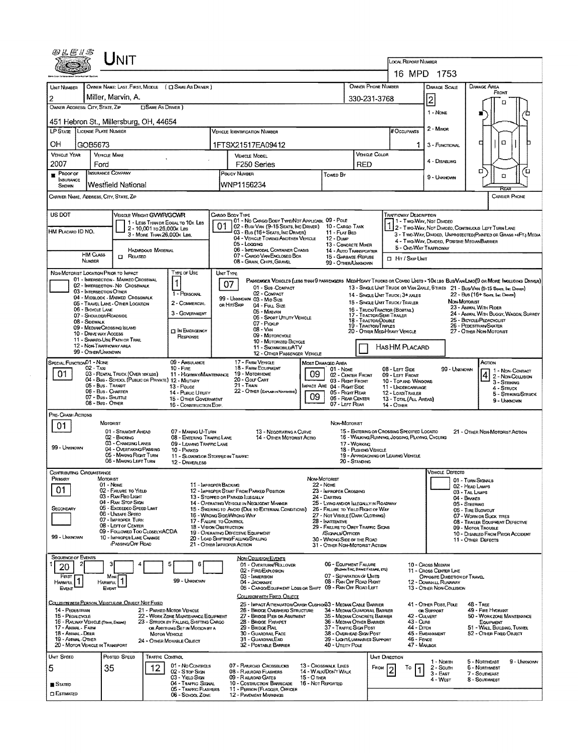# UNIT

**LOCAL REPORT NUMBER:** 16 MPD 1753

| UNIT NUMBER | OWNER NAME: LAST, FIRST, MIDDLE (☐ SAME AS DRIVER) | OWNER PHONE NUMBER | DAMAGE SCALE | DAMAGE AREA |
|---|---|---|---|---|
| 2 | Miller, Marvin, A. | 330-231-3768 | 2 | FRONT |

**OWNER ADDRESS: CITY, STATE, ZIP** (☐ SAME AS DRIVER)
451 Hebron St., Millersburg, OH, 44654

Damage Scale: 1 - NONE, 2 - MINOR, 3 - FUNCTIONAL, 4 - DISABLING, 9 - UNKNOWN

| LP STATE | LICENSE PLATE NUMBER | VEHICLE IDENTIFICATION NUMBER | # OCCUPANTS |
|---|---|---|---|
| OH | GOB5673 | 1FTSX21517EA09412 | 1 |

| VEHICLE YEAR | VEHICLE MAKE | VEHICLE MODEL | VEHICLE COLOR |
|---|---|---|---|
| 2007 | Ford | F250 Series | RED |

| PROOF OF INSURANCE SHOWN | INSURANCE COMPANY | POLICY NUMBER | TOWED BY |
|---|---|---|---|
| ■ | Westfield National | WNP1156234 | |

CARRIER NAME, ADDRESS, CITY, STATE, ZIP — CARRIER PHONE

US DOT

VEHICLE WEIGHT GVWR/GCWR: 1 - LESS THAN OR EQUAL TO 10K LBS; 2 - 10,001 TO 26,000K LBS; 3 - MORE THAN 26,000K LBS.

HM PLACARD ID NO.

HM CLASS NUMBER — HAZARDOUS MATERIAL ☐ RELATED

CARGO BODY TYPE: **01**
01 - NO CARGO BODY TYPE/NOT APPLICABLE; 02 - BUS/VAN (9-15 SEATS, INC DRIVER); 03 - BUS (16+ SEATS, INC DRIVER); 04 - VEHICLE TOWING ANOTHER VEHICLE; 05 - LOGGING; 06 - INTERMODAL CONTAINER CHASIS; 07 - CARGO VAN/ENCLOSED BOX; 08 - GRAIN, CHIPS, GRAVEL; 09 - POLE; 10 - CARGO TANK; 11 - FLAT BED; 12 - DUMP; 13 - CONCRETE MIXER; 14 - AUTO TRANSPORTER; 15 - GARBAGE/REFUSE; 99 - OTHER/UNKNOWN

TRAFFICWAY DESCRIPTION: **1**
1 - TWO-WAY, NOT DIVIDED; 2 - TWO-WAY, NOT DIVIDED, CONTINUOUS LEFT TURN LANE; 3 - TWO-WAY, DIVIDED, UNPROTECTED (PAINTED OR GRASS >4FT.) MEDIA; 4 - TWO-WAY, DIVIDED, POSITIVE MEDIAN BARRIER; 5 - ONE-WAY TRAFFICWAY
☐ HIT / SKIP UNIT

NON-MOTORIST LOCATION PRIOR TO IMPACT: 01 - INTERSECTION - MARKED CROSSWALK; 02 - INTERSECTION - NO CROSSWALK; 03 - INTERSECTION OTHER; 04 - MIDBLOCK - MARKED CROSSWALK; 05 - TRAVEL LANE - OTHER LOCATION; 06 - BICYCLE LANE; 07 - SHOULDER/ROADSIDE; 08 - SIDEWALK; 09 - MEDIAN/CROSSING ISLAND; 10 - DRIVE WAY ACCESS; 11 - SHARED-USE PATH OR TRAIL; 12 - NON-TRAFFICWAY AREA; 99 - OTHER/UNKNOWN

TYPE OF USE: **1**
1 - PERSONAL; 2 - COMMERCIAL; 3 - GOVERNMENT; ☐ IN EMERGENCY RESPONSE

UNIT TYPE: **07**
PASSENGER VEHICLES (LESS THAN 9 PASSENGERS MED/HEAVY TRUCKS OR COMBO UNITS > 10K LBS BUS/VAN/LIMO(9 OR MORE INCLUDING DRIVER)
01 - SUB COMPACT; 02 - COMPACT; 99 - UNKNOWN 03 - MID SIZE; OR HIT/SKIP 04 - FULL SIZE; 05 - MINIVAN; 06 - SPORT UTILITY VEHICLE; 07 - PICKUP; 08 - VAN; 09 - MOTORCYCLE; 10 - MOTORIZED BICYCLE; 11 - SNOWMOBILE/ATV; 12 - OTHER PASSENGER VEHICLE
13 - SINGLE UNIT TRUCK OR VAN 2AXLE, 6 TIRES; 14 - SINGLE UNIT TRUCK; 3+ AXLES; 15 - SINGLE UNIT TRUCK/ TRAILER; 16 - TRUCK/TRACTOR (BOBTAIL); 17 - TRACTOR/SEMI-TRAILER; 18 - TRACTOR/DOUBLE; 19 - TRACTOR/TRIPLES; 20 - OTHER MED/HEAVY VEHICLE
21 - BUS/VAN (9-15 SEATS, INC DRIVER); 22 - BUS (16+ SEATS, INC DRIVER)
NON-MOTORIST: 23 - ANIMAL WITH RIDER; 24 - ANIMAL WITH BUGGY, WAGON, SURREY; 25 - BICYCLE/PEDACYCLIST; 26 - PEDESTRIAN/SKATER; 27 - OTHER NON-MOTORIST
☐ HAS HM PLACARD

SPECIAL FUNCTION: **01**
01 - NONE; 02 - TAXI; 03 - RENTAL TRUCK (OVER 10K LBS); 04 - BUS - SCHOOL (PUBLIC OR PRIVATE); 05 - BUS - TRANSIT; 06 - BUS - CHARTER; 07 - BUS - SHUTTLE; 08 - BUS - OTHER; 09 - AMBULANCE; 10 - FIRE; 11 - HIGHWAY/MAINTENANCE; 12 - MILITARY; 13 - POLICE; 14 - PUBLIC UTILITY; 15 - OTHER GOVERNMENT; 16 - CONSTRUCTION EQIP.; 17 - FARM VEHICLE; 18 - FARM EQUIPMENT; 19 - MOTORHOME; 20 - GOLF CART; 21 - TRAIN; 22 - OTHER (EXPLAIN IN NARRATIVE)

MOST DAMAGED AREA: **09**; IMPACT ARE: **09**
01 - NONE; 02 - CENTER FRONT; 03 - RIGHT FRONT; 04 - RIGHT SIDE; 05 - RIGHT REAR; 06 - REAR CENTER; 07 - LEFT REAR; 08 - LEFT SIDE; 09 - LEFT FRONT; 10 - TOP AND WINDOWS; 11 - UNDERCARRIAGE; 12 - LOAD/TRAILER; 13 - TOTAL (ALL AREAS); 14 - OTHER; 99 - UNKNOWN

ACTION: **4**
1 - NON-CONTACT; 2 - NON-COLLISION; 3 - STRIKING; 4 - STRUCK; 5 - STRIKING/STRUCK; 9 - UNKNOWN

PRE-CRASH ACTIONS: **01**
MOTORIST: 01 - STRAIGHT AHEAD; 02 - BACKING; 03 - CHANGING LANES; 04 - OVERTAKING/PASSING; 05 - MAKING RIGHT TURN; 06 - MAKING LEFT TURN; 07 - MAKING U-TURN; 08 - ENTERING TRAFFIC LANE; 09 - LEAVING TRAFFIC LANE; 10 - PARKED; 11 - SLOWING OR STOPPED IN TRAFFIC; 12 - DRIVERLESS; 13 - NEGOTIATING A CURVE; 14 - OTHER MOTORIST ACTIO; 99 - UNKNOWN
NON-MOTORIST: 15 - ENTERING OR CROSSING SPECIFIED LOCATIO; 16 - WALKING,RUNNING, JOGGING, PLAYING, CYCLING; 17 - WORKING; 18 - PUSHING VEHICLE; 19 - APPROACHING OR LEAVING VEHICLE; 20 - STANDING; 21 - OTHER NON-MOTORIST ACTION

CONTRIBUTING CIRCUMSTANCE
PRIMARY: **01**; SECONDARY: (blank)
MOTORIST: 01 - NONE; 02 - FAILURE TO YIELD; 03 - RAN RED LIGHT; 04 - RAN STOP SIGN; 05 - EXCEEDED SPEED LIMIT; 06 - UNSAFE SPEED; 07 - IMPROPER TURN; 08 - LEFT OF CENTER; 09 - FOLLOWED TOO CLOSELY/ACDA; 10 - IMPROPER LANE CHANGE /PASSING/OFF ROAD; 11 - IMPROPER BACKING; 12 - IMPROPER START FROM PARKED POSITION; 13 - STOPPED OR PARKED ILLEGALLY; 14 - OPERATING VEHICLE IN NEGLIGENT MANNER; 15 - SWERING TO AVOID (DUE TO EXTERNAL CONDITIONS); 16 - WRONG SIDE/WRONG WAY; 17 - FALURE TO CONTROL; 18 - VISION OBSTRUCTION; 19 - OPERATING DEFECTIVE EQUIPMENT; 20 - LOAD SHIFTING/FALLING/SPILLING; 21 - OTHER IMPROPER ACTION; 99 - UNKNOWN
NON-MOTORIST: 22 - NONE; 23 - IMPROPER CROSSING; 24 - DARTING; 25 - LYING AND/OR ILLEGALLY IN ROADWAY; 26 - FALURE TO YIELD RIGHT OF WAY; 27 - NOT VISIBLE (DARK CLOTHING); 28 - INATTENTIVE; 29 - FAILURE TO OBEY TRAFFIC SIGNS /SIGNALS/OFFICER; 30 - WRONG SIDE OF THE ROAD; 31 - OTHER NON-MOTORIST ACTION

VEHICLE DEFECTS: 01 - TURN SIGNALS; 02 - HEAD LAMPS; 03 - TAIL LAMPS; 04 - BRAKES; 05 - STEERING; 06 - TIRE BLOWOUT; 07 - WORN OR SLICK TIRES; 08 - TRAILER EQUIPMENT DEFECTIVE; 09 - MOTOR TROUBLE; 10 - DISABLED FROM PRIOR ACCIDENT; 11 - OTHER DEFECTS

SEQUENCE OF EVENTS: 1: **20**; 2: ; 3: ; 4: ; 5: ; 6:
FIRST HARMFUL EVENT: **1**; MOST HARMFUL EVENT: **1**; 99 - UNKNOWN

NON-COLLISION EVENTS: 01 - OVERTURN/ROLLOVER; 02 - FIRE/EXPLOSION; 03 - IMMERSION; 04 - JACKKNIFE; 05 - CARGO/EQUIPMENT LOSS OR SHIFT; 06 - EQUIPMENT FAILURE (BLOWN TIRE, BRAKE FAILURE, ETC); 07 - SEPARATION OF UNITS; 08 - RAN OFF ROAD RIGHT; 09 - RAN OFF ROAD LEFT; 10 - CROSS MEDIAN; 11 - CROSS CENTER LINE OPPOSITE DIRECTION OF TRAVEL; 12 - DOWNHILL RUNAWAY; 13 - OTHER NON-COLLISION

COLLISION WITH PERSON, VEHICLE OR OBJECT NOT FIXED: 14 - PEDESTRIAN; 15 - PEDALCYCLE; 16 - RAILWAY VEHICLE (TRAIN, ENGINE); 17 - ANIMAL - FARM; 18 - ANIMAL - DEER; 19 - ANIMAL - OTHER; 20 - MOTOR VEHICLE IN TRANSPORT; 21 - PARKED MOTOR VEHICLE; 22 - WORK ZONE MAINTENANCE EQUIPMENT; 23 - STRUCK BY FALLING, SHIFTING CARGO OR ANYTHING SET IN MOTION BY A MOTOR VEHICLE; 24 - OTHER MOVABLE OBJECT

COLLISION WITH FIXED OBJECT: 25 - IMPACT ATTENUATOR/CRASH CUSHION; 26 - BRIDGE OVERHEAD STRUCTURE; 27 - BRIDGE PIER OR ABUTMENT; 28 - BRIDGE PARAPET; 29 - BRIDGE RAIL; 30 - GUARDRAIL FACE; 31 - GUARDRAIL END; 32 - PORTABLE BARRIER; 33 - MEDIAN CABLE BARRIER; 34 - MEDIAN GUARDRAIL BARRIER; 35 - MEDIAN CONCRETE BARRIER; 36 - MEDIAN OTHER BARRIER; 37 - TRAFFIC SIGN POST; 38 - OVERHEAD SIGN POST; 39 - LIGHT/LUMINARIES SUPPORT; 40 - UTILITY POLE; 41 - OTHER POST, POLE OR SUPPORT; 42 - CULVERT; 43 - CURB; 44 - DITCH; 45 - EMBANKMENT; 46 - FENCE; 47 - MAILBOX; 48 - TREE; 49 - FIRE HYDRANT; 50 - WORKZONE MAINTENANCE EQUIPMENT; 51 - WALL, BUILDING, TUNNEL; 52 - OTHER FIXED OBJECT

| UNIT SPEED | POSTED SPEED | TRAFFIC CONTROL | UNIT DIRECTION |
|---|---|---|---|
| 5 | 35 | 12 | FROM 2 TO 1 |

■ STATED; ☐ ESTIMATED

TRAFFIC CONTROL: 01 - NO CONTROLS; 02 - STOP SIGN; 03 - YIELD SIGN; 04 - TRAFFIC SIGNAL; 05 - TRAFFIC FLASHERS; 06 - SCHOOL ZONE; 07 - RAILROAD CROSSBUCKS; 08 - RAILROAD FLASHERS; 09 - RAILROAD GATES; 10 - COSTRUCTION BARRICADE; 11 - PERSON (FLAGGER, OFFICER); 12 - PAVEMENT MARKINGS; 13 - CROSSWALK LINES; 14 - WALK/DON'T WALK; 15 - OTHER; 16 - NOT REPORTED

UNIT DIRECTION: 1 - NORTH; 2 - SOUTH; 3 - EAST; 4 - WEST; 5 - NORTHEAST; 6 - NORTHWEST; 7 - SOUTHEAST; 8 - SOUTHWEST; 9 - UNKNOWN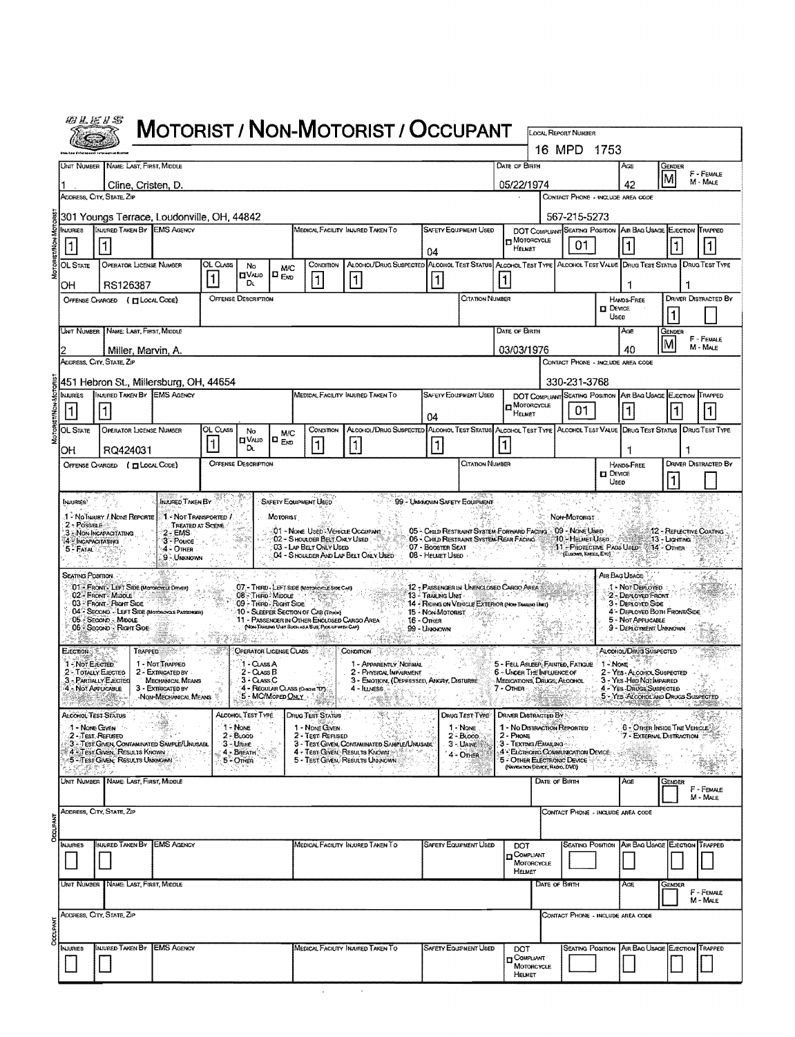# MOTORIST / NON-MOTORIST / OCCUPANT

**Local Report Number:** 16 MPD 1753

## Motorist/Non-Motorist

| Unit Number | Name: Last, First, Middle | Date of Birth | Age | Gender (F - Female, M - Male) |
|---|---|---|---|---|
| 1 | Cline, Cristen, D. | 05/22/1974 | 42 | M |

| Address, City, State, Zip | Contact Phone - Include Area Code |
|---|---|
| 301 Youngs Terrace, Loudonville, OH, 44842 | 567-215-5273 |

| Injuries | Injured Taken By | EMS Agency | Medical Facility Injured Taken To | Safety Equipment Used | DOT Compliant Motorcycle Helmet | Seating Position | Air Bag Usage | Ejection | Trapped |
|---|---|---|---|---|---|---|---|---|---|
| 1 | 1 | | | 04 | | 01 | 1 | 1 | 1 |

| OL State | Operator License Number | OL Class | No Valid DL | M/C End | Condition | Alcohol/Drug Suspected | Alcohol Test Status | Alcohol Test Type | Alcohol Test Value | Drug Test Status | Drug Test Type |
|---|---|---|---|---|---|---|---|---|---|---|---|
| OH | RS126387 | 1 | | | 1 | 1 | 1 | 1 | | 1 | 1 |

| Offense Charged (Local Code) | Offense Description | Citation Number | Hands-Free Device Used | Driver Distracted By |
|---|---|---|---|---|
| | | | | 1 |

| Unit Number | Name: Last, First, Middle | Date of Birth | Age | Gender (F - Female, M - Male) |
|---|---|---|---|---|
| 2 | Miller, Marvin, A. | 03/03/1976 | 40 | M |

| Address, City, State, Zip | Contact Phone - Include Area Code |
|---|---|
| 451 Hebron St., Millersburg, OH, 44654 | 330-231-3768 |

| Injuries | Injured Taken By | EMS Agency | Medical Facility Injured Taken To | Safety Equipment Used | DOT Compliant Motorcycle Helmet | Seating Position | Air Bag Usage | Ejection | Trapped |
|---|---|---|---|---|---|---|---|---|---|
| 1 | 1 | | | 04 | | 01 | 1 | 1 | 1 |

| OL State | Operator License Number | OL Class | No Valid DL | M/C End | Condition | Alcohol/Drug Suspected | Alcohol Test Status | Alcohol Test Type | Alcohol Test Value | Drug Test Status | Drug Test Type |
|---|---|---|---|---|---|---|---|---|---|---|---|
| OH | RQ424031 | 1 | | | 1 | 1 | 1 | 1 | | 1 | 1 |

| Offense Charged (Local Code) | Offense Description | Citation Number | Hands-Free Device Used | Driver Distracted By |
|---|---|---|---|---|
| | | | | 1 |

## Codes

**Injuries:** 1 - No Injury / None Reported; 2 - Possible; 3 - Non-Incapacitating; 4 - Incapacitating; 5 - Fatal

**Injured Taken By:** 1 - Not Transported / Treated at Scene; 2 - EMS; 3 - Police; 4 - Other; 9 - Unknown

**Safety Equipment Used:** 99 - Unknown Safety Equipment
- Motorist: 01 - None Used - Vehicle Occupant; 02 - Shoulder Belt Only Used; 03 - Lap Belt Only Used; 04 - Shoulder and Lap Belt Only Used; 05 - Child Restraint System Forward Facing; 06 - Child Restraint System-Rear Facing; 07 - Booster Seat; 08 - Helmet Used
- Non-Motorist: 09 - None Used; 10 - Helmet Used; 11 - Protective Pads Used (Elbows, Knees, Etc); 12 - Reflective Coating; 13 - Lighting; 14 - Other

**Seating Position:** 01 - Front - Left Side (Motorcycle Driver); 02 - Front - Middle; 03 - Front - Right Side; 04 - Second - Left Side (Motorcycle Passenger); 05 - Second - Middle; 06 - Second - Right Side; 07 - Third - Left Side (Motorcycle Side Car); 08 - Third - Middle; 09 - Third - Right Side; 10 - Sleeper Section of Cab (Truck); 11 - Passenger in Other Enclosed Cargo Area (Non-Trailing Unit Such as a Bus, Pick-up with Cap); 12 - Passenger in Unenclosed Cargo Area; 13 - Trailing Unit; 14 - Riding on Vehicle Exterior (Non-Trailing Unit); 15 - Non-Motorist; 16 - Other; 99 - Unknown

**Air Bag Usage:** 1 - Not Deployed; 2 - Deployed Front; 3 - Deployed Side; 4 - Deployed Both Front/Side; 5 - Not Applicable; 9 - Deployment Unknown

**Ejection:** 1 - Not Ejected; 2 - Totally Ejected; 3 - Partially Ejected; 4 - Not Applicable

**Trapped:** 1 - Not Trapped; 2 - Extricated by Mechanical Means; 3 - Extricated by Non-Mechanical Means

**Operator License Class:** 1 - Class A; 2 - Class B; 3 - Class C; 4 - Regular Class (Ohio's "D"); 5 - MC/Moped Only

**Condition:** 1 - Apparently Normal; 2 - Physical Impairment; 3 - Emotion, (Depressed, Angry, Disturbe); 4 - Illness; 5 - Fell Asleep, Fainted, Fatigue; 6 - Under the Influence of Medications, Drugs, Alcohol; 7 - Other

**Alcohol/Drug Suspected:** 1 - None; 2 - Yes - Alcohol Suspected; 3 - Yes - HBD Not Impaired; 4 - Yes - Drugs Suspected; 5 - Yes - Alcohol and Drugs Suspected

**Alcohol Test Status:** 1 - None Given; 2 - Test Refused; 3 - Test Given, Contaminated Sample/Unusabl; 4 - Test Given, Results Known; 5 - Test Given, Results Unknown

**Alcohol Test Type:** 1 - None; 2 - Blood; 3 - Urine; 4 - Breath; 5 - Other

**Drug Test Status:** 1 - None Given; 2 - Test Refused; 3 - Test Given, Contaminated Sample/Unusabl; 4 - Test Given, Results Known; 5 - Test Given, Results Unknown

**Drug Test Type:** 1 - None; 2 - Blood; 3 - Urine; 4 - Other

**Driver Distracted By:** 1 - No Distraction Reported; 2 - Phone; 3 - Texting/Emailing; 4 - Electronic Communication Device; 5 - Other Electronic Device (Navigation Device, Radio, DVD); 6 - Other Inside the Vehicle; 7 - External Distraction

## Occupant

| Unit Number | Name: Last, First, Middle | Date of Birth | Age | Gender (F - Female, M - Male) |
|---|---|---|---|---|
| | | | | |

| Address, City, State, Zip | Contact Phone - Include Area Code |
|---|---|
| | |

| Injuries | Injured Taken By | EMS Agency | Medical Facility Injured Taken To | Safety Equipment Used | DOT Compliant Motorcycle Helmet | Seating Position | Air Bag Usage | Ejection | Trapped |
|---|---|---|---|---|---|---|---|---|---|
| | | | | | | | | | |

## Occupant

| Unit Number | Name: Last, First, Middle | Date of Birth | Age | Gender (F - Female, M - Male) |
|---|---|---|---|---|
| | | | | |

| Address, City, State, Zip | Contact Phone - Include Area Code |
|---|---|
| | |

| Injuries | Injured Taken By | EMS Agency | Medical Facility Injured Taken To | Safety Equipment Used | DOT Compliant Motorcycle Helmet | Seating Position | Air Bag Usage | Ejection | Trapped |
|---|---|---|---|---|---|---|---|---|---|
| | | | | | | | | | |